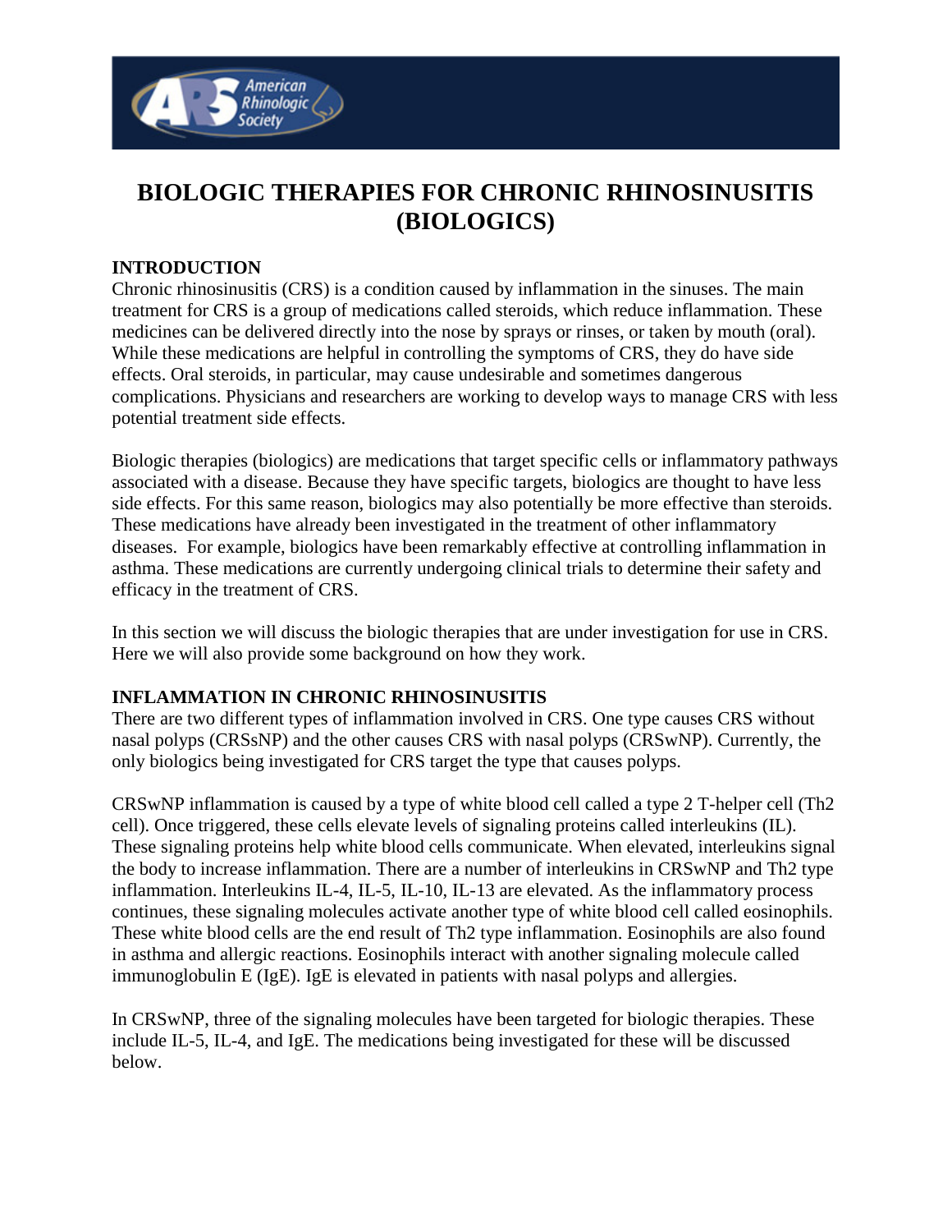# BIOLOGIC THERAPIES FOR CHRONIC RHINOSINUSITIS (BIOLOGICS)

## INTRODUCTION

Chronic rhinosinusitis (CRS) is a condition caused by inflammation in the sinuses. The main treatment for CRS is a group of medications called steroids, which reduce inflammation. These medicines can be delivered directly into the nose by sprays or rinses, or taken by mouth (oral). While these medications are helpful in controlling the symptoms of CRS, they do have side effects. Oral steroids, in particular, may cause undesirable and sometimes dangerous complications. Physicians and researchers are working to develop ways to manage CRS with less potential treatment side effects.

Biologic therapies (biologics) are medications that target specific cells or inflammatory pathways associated with a disease. Because they have specific targets, biologics are thought to have less side effects. For this same reason, biologics may also potentially be more effective than steroids. These medications have already been investigated in the treatment of other inflammatory diseases. For example, biologics have been remarkably effective at controlling inflammation in asthma. These medications are currently undergoing clinical trials to determine their safety and efficacy in the treatment of CRS.

In this section we will discuss the biologic therapies that are under investigation for use in CRS. Here we will also provide some background on how they work.

## INFLAMMATION IN CHRONIC RHINOSINUSITIS

There are two different types of inflammation involved in CRS. One type causes CRS without nasal polyps (CRSsNP) and the other causes CRS with nasal polyps (CRSwNP). Currently, the only biologics being investigated for CRS target the type that causes polyps.

CRSwNP inflammation is caused by a type of white blood cell called a type 2 T-helper cell (Th2 cell). Once triggered, these cells elevate levels of signaling proteins called interleukins (IL). These signaling proteins help white blood cells communicate. When elevated, interleukins signal the body to increase inflammation. There are a number of interleukins in CRSwNP and Th2 type inflammation. Interleukins IL-4, IL-5, IL-10, IL-13 are elevated. As the inflammatory process continues, these signaling molecules activate another type of white blood cell called eosinophils. These white blood cells are the end result of Th2 type inflammation. Eosinophils are also found in asthma and allergic reactions. Eosinophils interact with another signaling molecule called immunoglobulin E (IgE). IgE is elevated in patients with nasal polyps and allergies.

In CRSwNP, three of the signaling molecules have been targeted for biologic therapies. These include IL-5, IL-4, and IgE. The medications being investigated for these will be discussed below.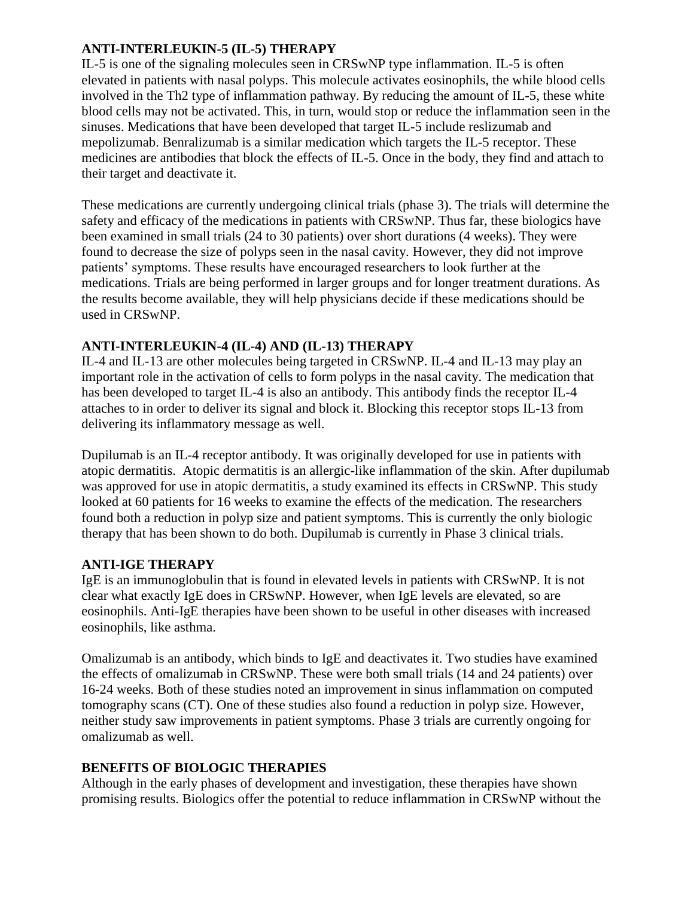## ANTI-INTERLEUKIN-5 (IL-5) THERAPY

IL-5 is one of the signaling molecules seen in CRSwNP type inflammation. IL-5 is often elevated in patients with nasal polyps. This molecule activates eosinophils, the while blood cells involved in the Th2 type of inflammation pathway. By reducing the amount of IL-5, these white blood cells may not be activated. This, in turn, would stop or reduce the inflammation seen in the sinuses. Medications that have been developed that target IL-5 include reslizumab and mepolizumab. Benralizumab is a similar medication which targets the IL-5 receptor. These medicines are antibodies that block the effects of IL-5. Once in the body, they find and attach to their target and deactivate it.

These medications are currently undergoing clinical trials (phase 3). The trials will determine the safety and efficacy of the medications in patients with CRSwNP. Thus far, these biologics have been examined in small trials (24 to 30 patients) over short durations (4 weeks). They were found to decrease the size of polyps seen in the nasal cavity. However, they did not improve patients' symptoms. These results have encouraged researchers to look further at the medications. Trials are being performed in larger groups and for longer treatment durations. As the results become available, they will help physicians decide if these medications should be used in CRSwNP.

## ANTI-INTERLEUKIN-4 (IL-4) AND (IL-13) THERAPY

IL-4 and IL-13 are other molecules being targeted in CRSwNP. IL-4 and IL-13 may play an important role in the activation of cells to form polyps in the nasal cavity. The medication that has been developed to target IL-4 is also an antibody. This antibody finds the receptor IL-4 attaches to in order to deliver its signal and block it. Blocking this receptor stops IL-13 from delivering its inflammatory message as well.

Dupilumab is an IL-4 receptor antibody. It was originally developed for use in patients with atopic dermatitis. Atopic dermatitis is an allergic-like inflammation of the skin. After dupilumab was approved for use in atopic dermatitis, a study examined its effects in CRSwNP. This study looked at 60 patients for 16 weeks to examine the effects of the medication. The researchers found both a reduction in polyp size and patient symptoms. This is currently the only biologic therapy that has been shown to do both. Dupilumab is currently in Phase 3 clinical trials.

## ANTI-IGE THERAPY

IgE is an immunoglobulin that is found in elevated levels in patients with CRSwNP. It is not clear what exactly IgE does in CRSwNP. However, when IgE levels are elevated, so are eosinophils. Anti-IgE therapies have been shown to be useful in other diseases with increased eosinophils, like asthma.

Omalizumab is an antibody, which binds to IgE and deactivates it. Two studies have examined the effects of omalizumab in CRSwNP. These were both small trials (14 and 24 patients) over 16-24 weeks. Both of these studies noted an improvement in sinus inflammation on computed tomography scans (CT). One of these studies also found a reduction in polyp size. However, neither study saw improvements in patient symptoms. Phase 3 trials are currently ongoing for omalizumab as well.

## BENEFITS OF BIOLOGIC THERAPIES

Although in the early phases of development and investigation, these therapies have shown promising results. Biologics offer the potential to reduce inflammation in CRSwNP without the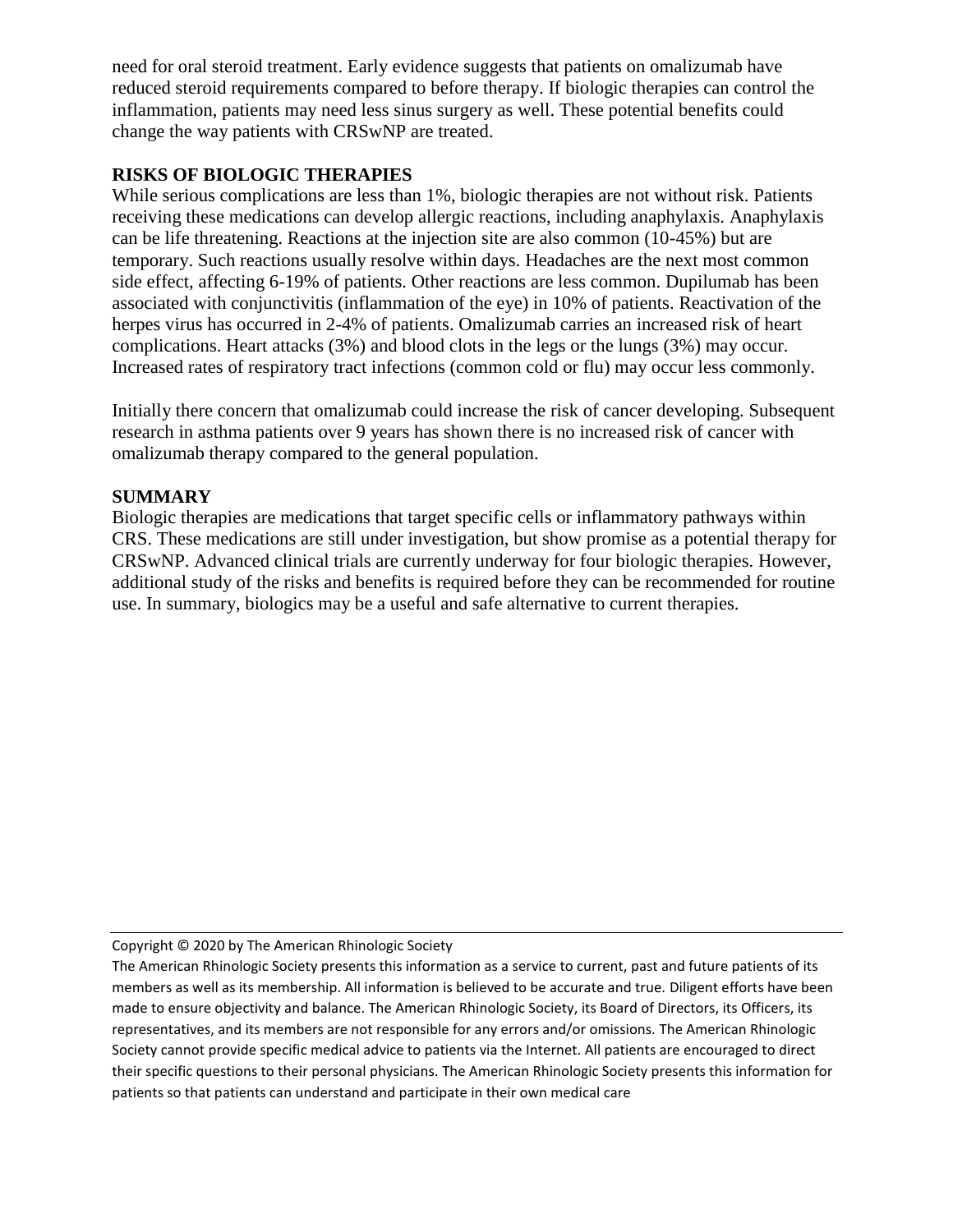need for oral steroid treatment. Early evidence suggests that patients on omalizumab have reduced steroid requirements compared to before therapy. If biologic therapies can control the inflammation, patients may need less sinus surgery as well. These potential benefits could change the way patients with CRSwNP are treated.

## RISKS OF BIOLOGIC THERAPIES

While serious complications are less than 1%, biologic therapies are not without risk. Patients receiving these medications can develop allergic reactions, including anaphylaxis. Anaphylaxis can be life threatening. Reactions at the injection site are also common (10-45%) but are temporary. Such reactions usually resolve within days. Headaches are the next most common side effect, affecting 6-19% of patients. Other reactions are less common. Dupilumab has been associated with conjunctivitis (inflammation of the eye) in 10% of patients. Reactivation of the herpes virus has occurred in 2-4% of patients. Omalizumab carries an increased risk of heart complications. Heart attacks (3%) and blood clots in the legs or the lungs (3%) may occur. Increased rates of respiratory tract infections (common cold or flu) may occur less commonly.

Initially there concern that omalizumab could increase the risk of cancer developing. Subsequent research in asthma patients over 9 years has shown there is no increased risk of cancer with omalizumab therapy compared to the general population.

## SUMMARY

Biologic therapies are medications that target specific cells or inflammatory pathways within CRS. These medications are still under investigation, but show promise as a potential therapy for CRSwNP. Advanced clinical trials are currently underway for four biologic therapies. However, additional study of the risks and benefits is required before they can be recommended for routine use. In summary, biologics may be a useful and safe alternative to current therapies.

---

Copyright © 2020 by The American Rhinologic Society

The American Rhinologic Society presents this information as a service to current, past and future patients of its members as well as its membership. All information is believed to be accurate and true. Diligent efforts have been made to ensure objectivity and balance. The American Rhinologic Society, its Board of Directors, its Officers, its representatives, and its members are not responsible for any errors and/or omissions. The American Rhinologic Society cannot provide specific medical advice to patients via the Internet. All patients are encouraged to direct their specific questions to their personal physicians. The American Rhinologic Society presents this information for patients so that patients can understand and participate in their own medical care